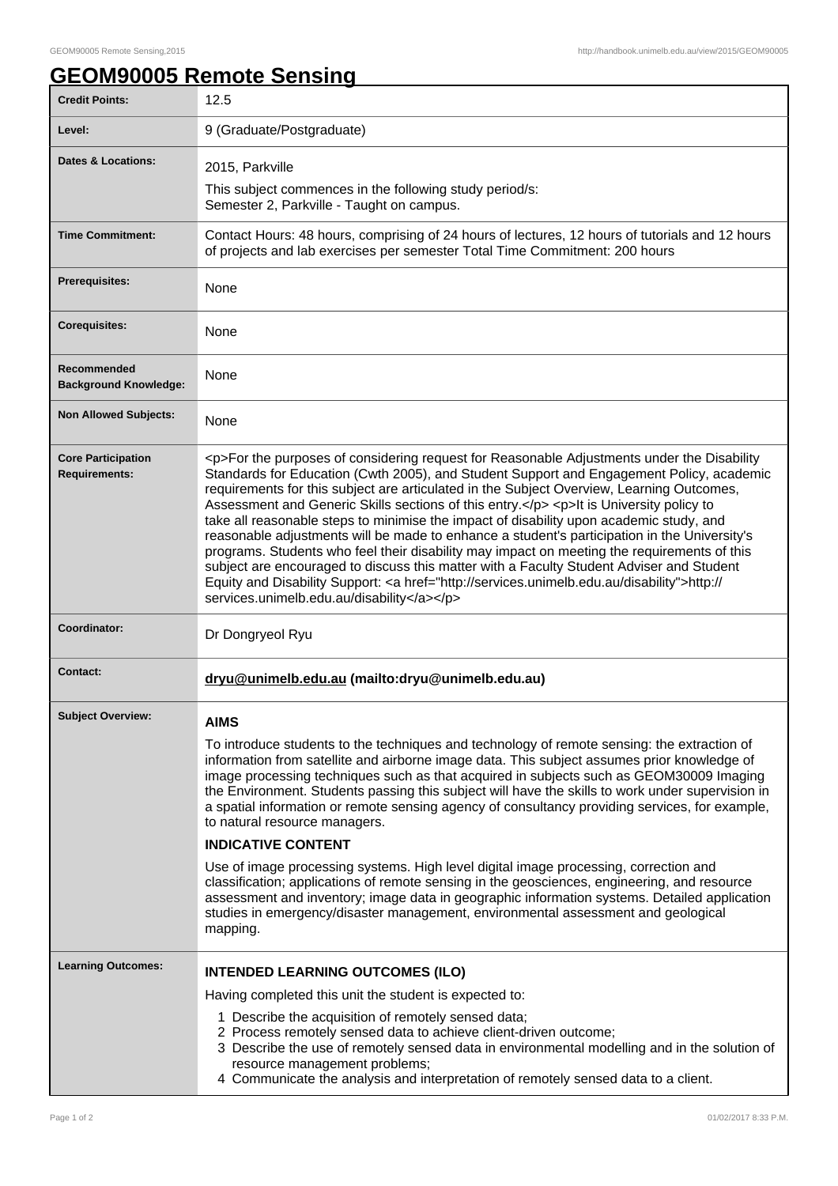# GEOM90005 Remote Sensing

| | |
|---|---|
| **Credit Points:** | 12.5 |
| **Level:** | 9 (Graduate/Postgraduate) |
| **Dates & Locations:** | 2015, Parkville<br>This subject commences in the following study period/s:<br>Semester 2, Parkville - Taught on campus. |
| **Time Commitment:** | Contact Hours: 48 hours, comprising of 24 hours of lectures, 12 hours of tutorials and 12 hours of projects and lab exercises per semester Total Time Commitment: 200 hours |
| **Prerequisites:** | None |
| **Corequisites:** | None |
| **Recommended Background Knowledge:** | None |
| **Non Allowed Subjects:** | None |
| **Core Participation Requirements:** | <p>For the purposes of considering request for Reasonable Adjustments under the Disability Standards for Education (Cwth 2005), and Student Support and Engagement Policy, academic requirements for this subject are articulated in the Subject Overview, Learning Outcomes, Assessment and Generic Skills sections of this entry.</p> <p>It is University policy to take all reasonable steps to minimise the impact of disability upon academic study, and reasonable adjustments will be made to enhance a student's participation in the University's programs. Students who feel their disability may impact on meeting the requirements of this subject are encouraged to discuss this matter with a Faculty Student Adviser and Student Equity and Disability Support: <a href="http://services.unimelb.edu.au/disability">http://services.unimelb.edu.au/disability</a></p> |
| **Coordinator:** | Dr Dongryeol Ryu |
| **Contact:** | **dryu@unimelb.edu.au (mailto:dryu@unimelb.edu.au)** |
| **Subject Overview:** | **AIMS**<br>To introduce students to the techniques and technology of remote sensing: the extraction of information from satellite and airborne image data. This subject assumes prior knowledge of image processing techniques such as that acquired in subjects such as GEOM30009 Imaging the Environment. Students passing this subject will have the skills to work under supervision in a spatial information or remote sensing agency of consultancy providing services, for example, to natural resource managers.<br>**INDICATIVE CONTENT**<br>Use of image processing systems. High level digital image processing, correction and classification; applications of remote sensing in the geosciences, engineering, and resource assessment and inventory; image data in geographic information systems. Detailed application studies in emergency/disaster management, environmental assessment and geological mapping. |
| **Learning Outcomes:** | **INTENDED LEARNING OUTCOMES (ILO)**<br>Having completed this unit the student is expected to:<br>1 Describe the acquisition of remotely sensed data;<br>2 Process remotely sensed data to achieve client-driven outcome;<br>3 Describe the use of remotely sensed data in environmental modelling and in the solution of resource management problems;<br>4 Communicate the analysis and interpretation of remotely sensed data to a client. |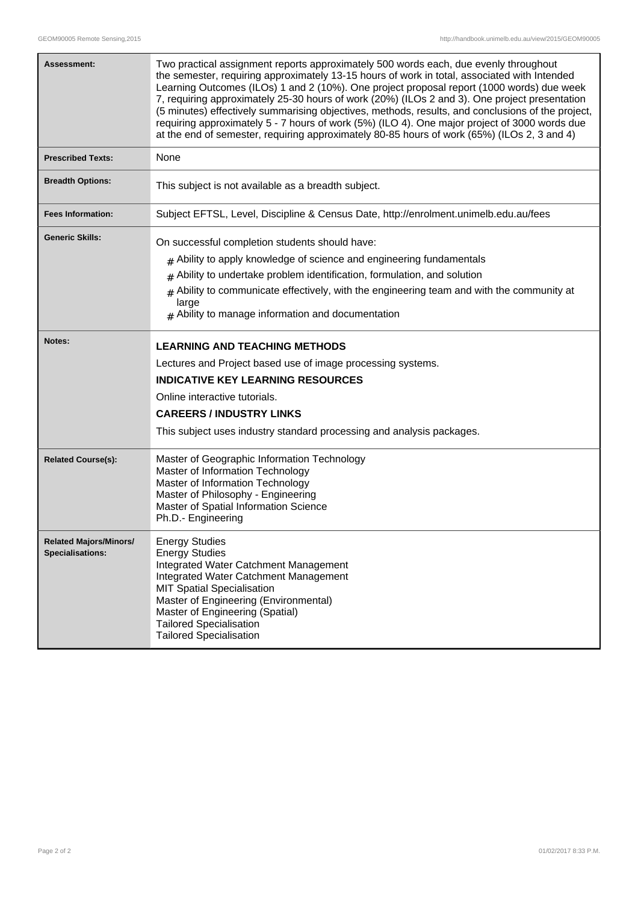| | |
|---|---|
| **Assessment:** | Two practical assignment reports approximately 500 words each, due evenly throughout the semester, requiring approximately 13-15 hours of work in total, associated with Intended Learning Outcomes (ILOs) 1 and 2 (10%). One project proposal report (1000 words) due week 7, requiring approximately 25-30 hours of work (20%) (ILOs 2 and 3). One project presentation (5 minutes) effectively summarising objectives, methods, results, and conclusions of the project, requiring approximately 5 - 7 hours of work (5%) (ILO 4). One major project of 3000 words due at the end of semester, requiring approximately 80-85 hours of work (65%) (ILOs 2, 3 and 4) |
| **Prescribed Texts:** | None |
| **Breadth Options:** | This subject is not available as a breadth subject. |
| **Fees Information:** | Subject EFTSL, Level, Discipline & Census Date, http://enrolment.unimelb.edu.au/fees |
| **Generic Skills:** | On successful completion students should have:<br># Ability to apply knowledge of science and engineering fundamentals<br># Ability to undertake problem identification, formulation, and solution<br># Ability to communicate effectively, with the engineering team and with the community at large<br># Ability to manage information and documentation |
| **Notes:** | **LEARNING AND TEACHING METHODS**<br>Lectures and Project based use of image processing systems.<br>**INDICATIVE KEY LEARNING RESOURCES**<br>Online interactive tutorials.<br>**CAREERS / INDUSTRY LINKS**<br>This subject uses industry standard processing and analysis packages. |
| **Related Course(s):** | Master of Geographic Information Technology<br>Master of Information Technology<br>Master of Information Technology<br>Master of Philosophy - Engineering<br>Master of Spatial Information Science<br>Ph.D.- Engineering |
| **Related Majors/Minors/ Specialisations:** | Energy Studies<br>Energy Studies<br>Integrated Water Catchment Management<br>Integrated Water Catchment Management<br>MIT Spatial Specialisation<br>Master of Engineering (Environmental)<br>Master of Engineering (Spatial)<br>Tailored Specialisation<br>Tailored Specialisation |